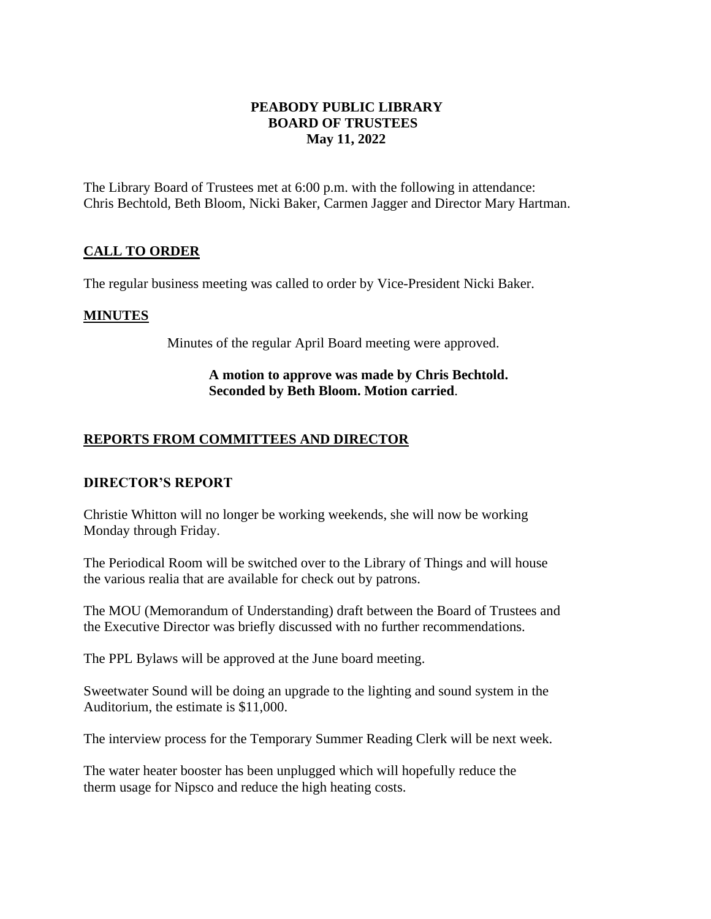**PEABODY PUBLIC LIBRARY**
**BOARD OF TRUSTEES**
**May 11, 2022**

The Library Board of Trustees met at 6:00 p.m. with the following in attendance: Chris Bechtold, Beth Bloom, Nicki Baker, Carmen Jagger and Director Mary Hartman.

## CALL TO ORDER

The regular business meeting was called to order by Vice-President Nicki Baker.

## MINUTES

Minutes of the regular April Board meeting were approved.

**A motion to approve was made by Chris Bechtold. Seconded by Beth Bloom. Motion carried**.

## REPORTS FROM COMMITTEES AND DIRECTOR

### DIRECTOR'S REPORT

Christie Whitton will no longer be working weekends, she will now be working Monday through Friday.

The Periodical Room will be switched over to the Library of Things and will house the various realia that are available for check out by patrons.

The MOU (Memorandum of Understanding) draft between the Board of Trustees and the Executive Director was briefly discussed with no further recommendations.

The PPL Bylaws will be approved at the June board meeting.

Sweetwater Sound will be doing an upgrade to the lighting and sound system in the Auditorium, the estimate is $11,000.

The interview process for the Temporary Summer Reading Clerk will be next week.

The water heater booster has been unplugged which will hopefully reduce the therm usage for Nipsco and reduce the high heating costs.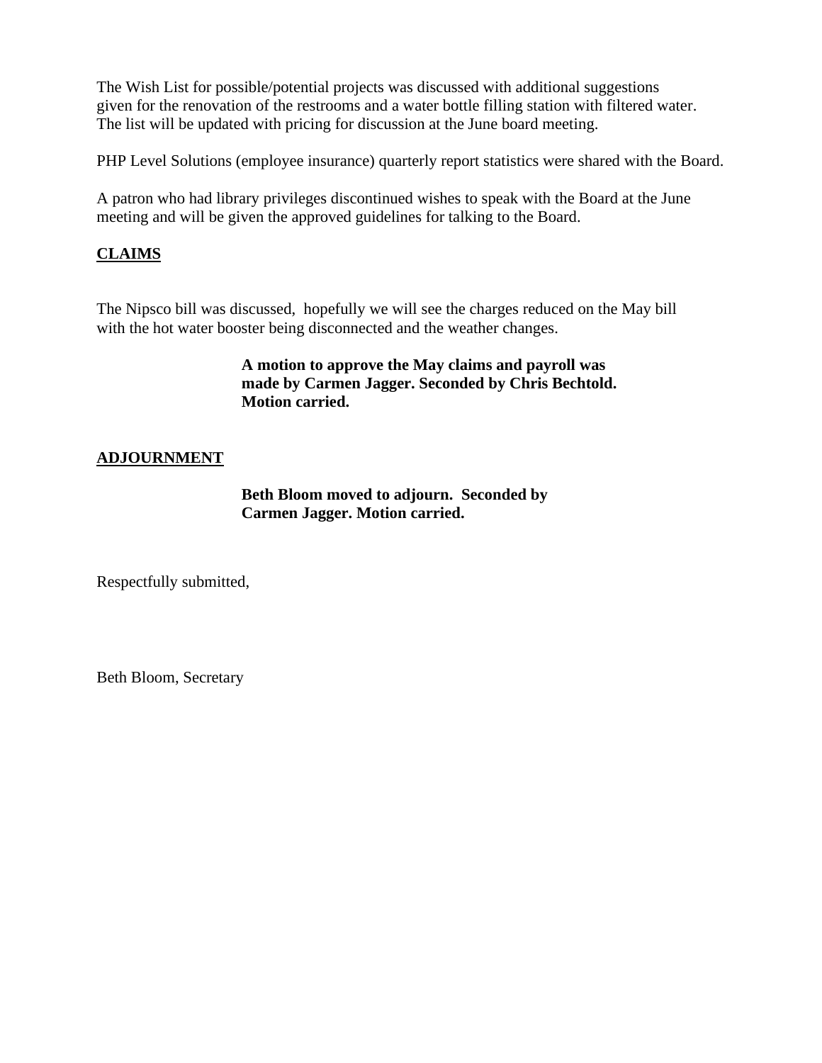The Wish List for possible/potential projects was discussed with additional suggestions given for the renovation of the restrooms and a water bottle filling station with filtered water. The list will be updated with pricing for discussion at the June board meeting.

PHP Level Solutions (employee insurance) quarterly report statistics were shared with the Board.

A patron who had library privileges discontinued wishes to speak with the Board at the June meeting and will be given the approved guidelines for talking to the Board.

## CLAIMS

The Nipsco bill was discussed, hopefully we will see the charges reduced on the May bill with the hot water booster being disconnected and the weather changes.

> **A motion to approve the May claims and payroll was made by Carmen Jagger. Seconded by Chris Bechtold. Motion carried.**

## ADJOURNMENT

> **Beth Bloom moved to adjourn. Seconded by Carmen Jagger. Motion carried.**

Respectfully submitted,

Beth Bloom, Secretary